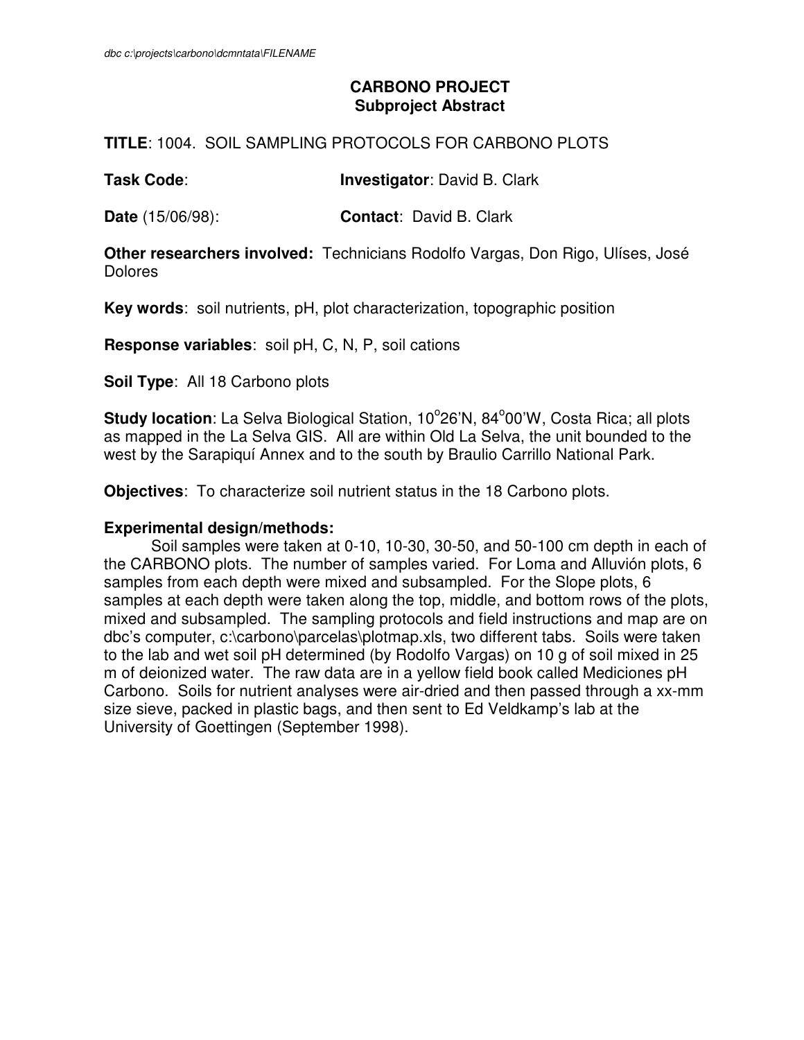dbc c:\projects\carbono\dcmntata\FILENAME

**CARBONO PROJECT**
**Subproject Abstract**

**TITLE**: 1004. SOIL SAMPLING PROTOCOLS FOR CARBONO PLOTS

**Task Code**: **Investigator**: David B. Clark

**Date** (15/06/98): **Contact**: David B. Clark

**Other researchers involved:** Technicians Rodolfo Vargas, Don Rigo, Ulíses, José Dolores

**Key words**: soil nutrients, pH, plot characterization, topographic position

**Response variables**: soil pH, C, N, P, soil cations

**Soil Type**: All 18 Carbono plots

**Study location**: La Selva Biological Station, 10°26'N, 84°00'W, Costa Rica; all plots as mapped in the La Selva GIS. All are within Old La Selva, the unit bounded to the west by the Sarapiquí Annex and to the south by Braulio Carrillo National Park.

**Objectives**: To characterize soil nutrient status in the 18 Carbono plots.

**Experimental design/methods:**

Soil samples were taken at 0-10, 10-30, 30-50, and 50-100 cm depth in each of the CARBONO plots. The number of samples varied. For Loma and Alluvión plots, 6 samples from each depth were mixed and subsampled. For the Slope plots, 6 samples at each depth were taken along the top, middle, and bottom rows of the plots, mixed and subsampled. The sampling protocols and field instructions and map are on dbc's computer, c:\carbono\parcelas\plotmap.xls, two different tabs. Soils were taken to the lab and wet soil pH determined (by Rodolfo Vargas) on 10 g of soil mixed in 25 m of deionized water. The raw data are in a yellow field book called Mediciones pH Carbono. Soils for nutrient analyses were air-dried and then passed through a xx-mm size sieve, packed in plastic bags, and then sent to Ed Veldkamp's lab at the University of Goettingen (September 1998).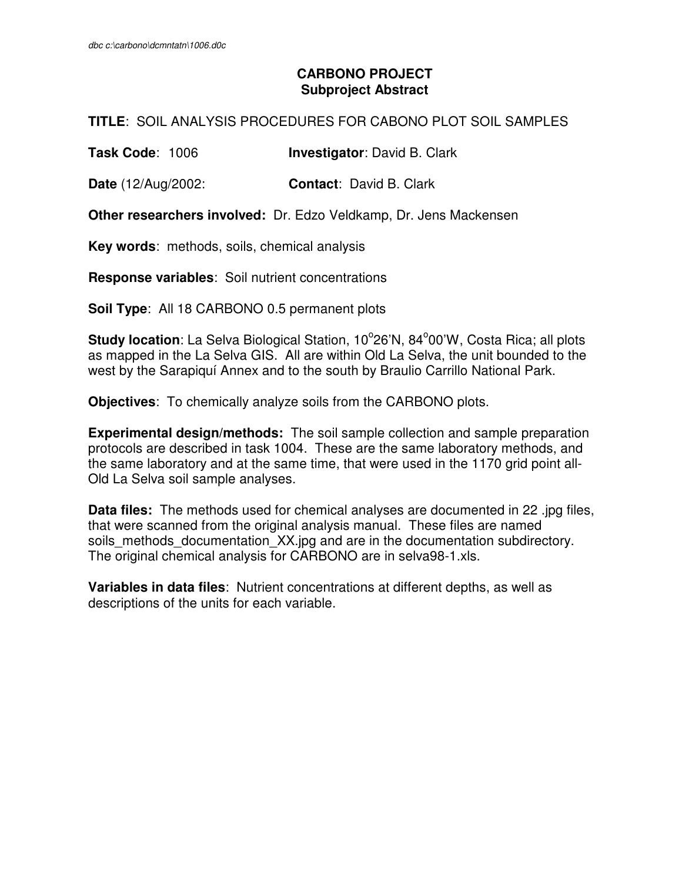dbc c:\carbono\dcmntatn\1006.d0c

**CARBONO PROJECT**
**Subproject Abstract**

**TITLE**: SOIL ANALYSIS PROCEDURES FOR CABONO PLOT SOIL SAMPLES

**Task Code**: 1006 **Investigator**: David B. Clark

**Date** (12/Aug/2002: **Contact**: David B. Clark

**Other researchers involved:** Dr. Edzo Veldkamp, Dr. Jens Mackensen

**Key words**: methods, soils, chemical analysis

**Response variables**: Soil nutrient concentrations

**Soil Type**: All 18 CARBONO 0.5 permanent plots

**Study location**: La Selva Biological Station, 10°26'N, 84°00'W, Costa Rica; all plots as mapped in the La Selva GIS. All are within Old La Selva, the unit bounded to the west by the Sarapiquí Annex and to the south by Braulio Carrillo National Park.

**Objectives**: To chemically analyze soils from the CARBONO plots.

**Experimental design/methods:** The soil sample collection and sample preparation protocols are described in task 1004. These are the same laboratory methods, and the same laboratory and at the same time, that were used in the 1170 grid point all-Old La Selva soil sample analyses.

**Data files:** The methods used for chemical analyses are documented in 22 .jpg files, that were scanned from the original analysis manual. These files are named soils_methods_documentation_XX.jpg and are in the documentation subdirectory. The original chemical analysis for CARBONO are in selva98-1.xls.

**Variables in data files**: Nutrient concentrations at different depths, as well as descriptions of the units for each variable.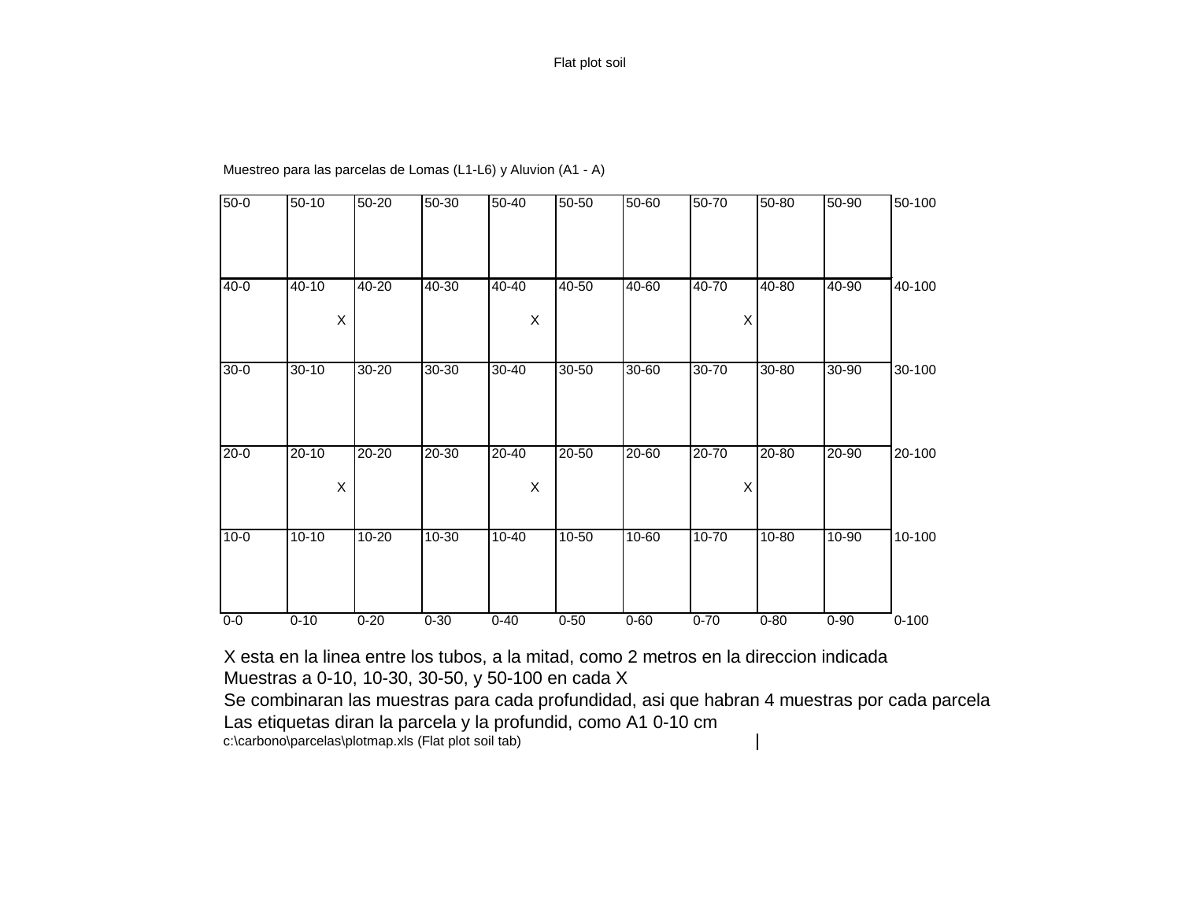# Flat plot soil

Muestreo para las parcelas de Lomas (L1-L6) y Aluvion (A1 - A)

| | | | | | | | | | | |
|---|---|---|---|---|---|---|---|---|---|---|
| 50-0 | 50-10 | 50-20 | 50-30 | 50-40 | 50-50 | 50-60 | 50-70 | 50-80 | 50-90 | 50-100 |
| 40-0 | 40-10 X | 40-20 | 40-30 | 40-40 X | 40-50 | 40-60 | 40-70 X | 40-80 | 40-90 | 40-100 |
| 30-0 | 30-10 | 30-20 | 30-30 | 30-40 | 30-50 | 30-60 | 30-70 | 30-80 | 30-90 | 30-100 |
| 20-0 | 20-10 X | 20-20 | 20-30 | 20-40 X | 20-50 | 20-60 | 20-70 X | 20-80 | 20-90 | 20-100 |
| 10-0 | 10-10 | 10-20 | 10-30 | 10-40 | 10-50 | 10-60 | 10-70 | 10-80 | 10-90 | 10-100 |
| 0-0 | 0-10 | 0-20 | 0-30 | 0-40 | 0-50 | 0-60 | 0-70 | 0-80 | 0-90 | 0-100 |

X esta en la linea entre los tubos, a la mitad, como 2 metros en la direccion indicada
Muestras a 0-10, 10-30, 30-50, y 50-100 en cada X
Se combinaran las muestras para cada profundidad, asi que habran 4 muestras por cada parcela
Las etiquetas diran la parcela y la profundid, como A1 0-10 cm

c:\carbono\parcelas\plotmap.xls (Flat plot soil tab)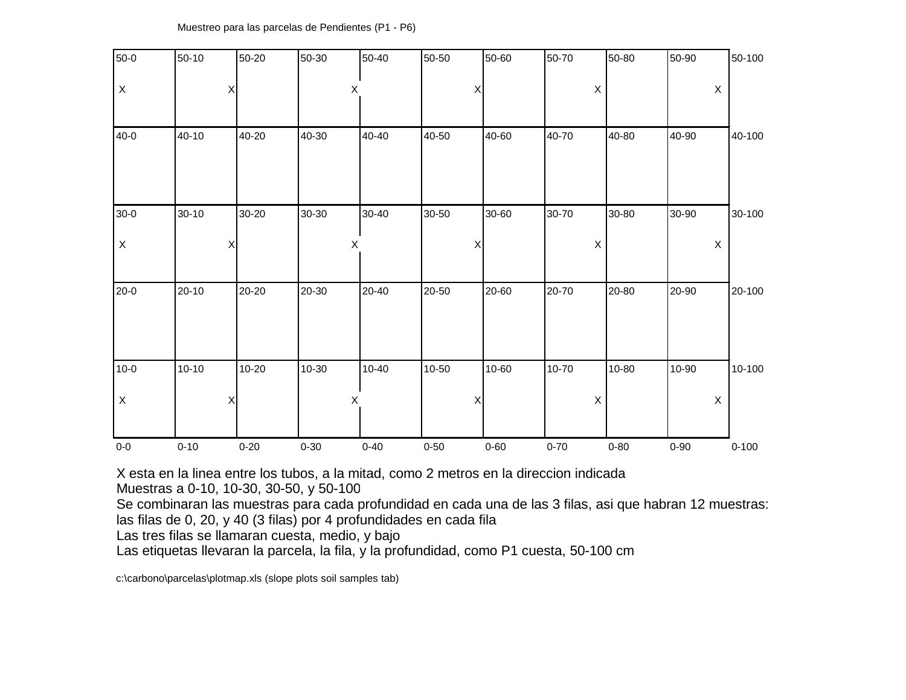Muestreo para las parcelas de Pendientes (P1 - P6)

| | | | | | | | | | | |
|---|---|---|---|---|---|---|---|---|---|---|
| 50-0 X | 50-10 X | 50-20 | 50-30 X | 50-40 | 50-50 X | 50-60 | 50-70 X | 50-80 | 50-90 X | 50-100 |
| 40-0 | 40-10 | 40-20 | 40-30 | 40-40 | 40-50 | 40-60 | 40-70 | 40-80 | 40-90 | 40-100 |
| 30-0 X | 30-10 X | 30-20 | 30-30 X | 30-40 | 30-50 X | 30-60 | 30-70 X | 30-80 | 30-90 X | 30-100 |
| 20-0 | 20-10 | 20-20 | 20-30 | 20-40 | 20-50 | 20-60 | 20-70 | 20-80 | 20-90 | 20-100 |
| 10-0 X | 10-10 X | 10-20 | 10-30 X | 10-40 | 10-50 X | 10-60 | 10-70 X | 10-80 | 10-90 X | 10-100 |
| 0-0 | 0-10 | 0-20 | 0-30 | 0-40 | 0-50 | 0-60 | 0-70 | 0-80 | 0-90 | 0-100 |

X esta en la linea entre los tubos, a la mitad, como 2 metros en la direccion indicada
Muestras a 0-10, 10-30, 30-50, y 50-100
Se combinaran las muestras para cada profundidad en cada una de las 3 filas, asi que habran 12 muestras:
las filas de 0, 20, y 40 (3 filas) por 4 profundidades en cada fila
Las tres filas se llamaran cuesta, medio, y bajo
Las etiquetas llevaran la parcela, la fila, y la profundidad, como P1 cuesta, 50-100 cm

c:\carbono\parcelas\plotmap.xls (slope plots soil samples tab)